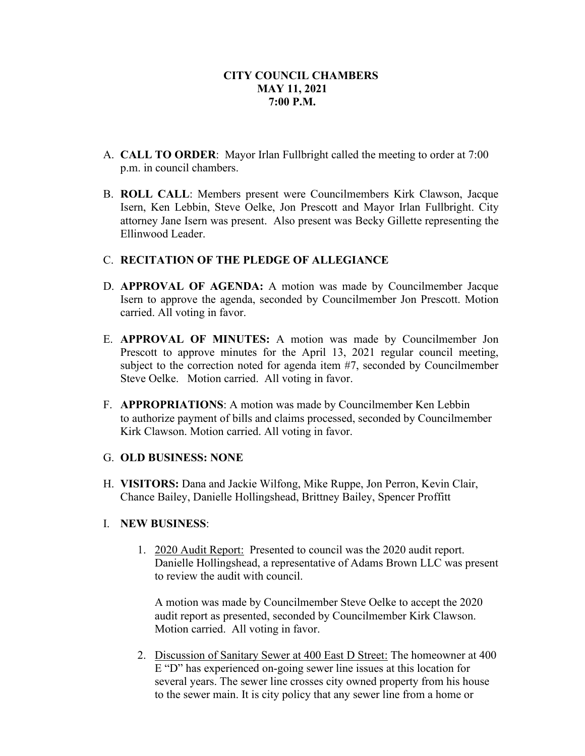**CITY COUNCIL CHAMBERS**
**MAY 11, 2021**
**7:00 P.M.**

A. **CALL TO ORDER**: Mayor Irlan Fullbright called the meeting to order at 7:00 p.m. in council chambers.

B. **ROLL CALL**: Members present were Councilmembers Kirk Clawson, Jacque Isern, Ken Lebbin, Steve Oelke, Jon Prescott and Mayor Irlan Fullbright. City attorney Jane Isern was present. Also present was Becky Gillette representing the Ellinwood Leader.

C. **RECITATION OF THE PLEDGE OF ALLEGIANCE**

D. **APPROVAL OF AGENDA:** A motion was made by Councilmember Jacque Isern to approve the agenda, seconded by Councilmember Jon Prescott. Motion carried. All voting in favor.

E. **APPROVAL OF MINUTES:** A motion was made by Councilmember Jon Prescott to approve minutes for the April 13, 2021 regular council meeting, subject to the correction noted for agenda item #7, seconded by Councilmember Steve Oelke. Motion carried. All voting in favor.

F. **APPROPRIATIONS**: A motion was made by Councilmember Ken Lebbin to authorize payment of bills and claims processed, seconded by Councilmember Kirk Clawson. Motion carried. All voting in favor.

G. **OLD BUSINESS: NONE**

H. **VISITORS:** Dana and Jackie Wilfong, Mike Ruppe, Jon Perron, Kevin Clair, Chance Bailey, Danielle Hollingshead, Brittney Bailey, Spencer Proffitt

I. **NEW BUSINESS**:

1. 2020 Audit Report: Presented to council was the 2020 audit report. Danielle Hollingshead, a representative of Adams Brown LLC was present to review the audit with council.

   A motion was made by Councilmember Steve Oelke to accept the 2020 audit report as presented, seconded by Councilmember Kirk Clawson. Motion carried. All voting in favor.

2. Discussion of Sanitary Sewer at 400 East D Street: The homeowner at 400 E "D" has experienced on-going sewer line issues at this location for several years. The sewer line crosses city owned property from his house to the sewer main. It is city policy that any sewer line from a home or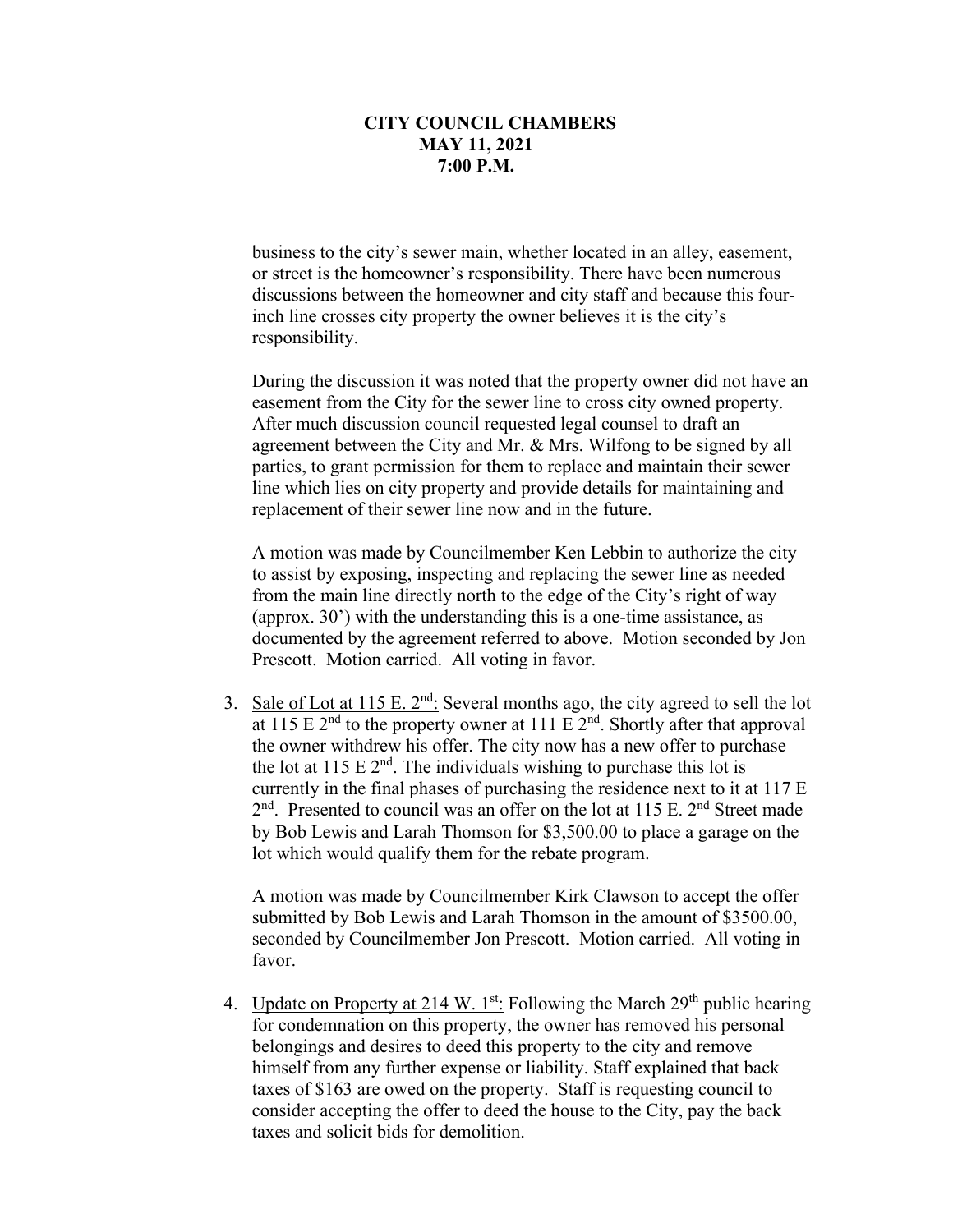**CITY COUNCIL CHAMBERS**
**MAY 11, 2021**
**7:00 P.M.**

business to the city's sewer main, whether located in an alley, easement, or street is the homeowner's responsibility. There have been numerous discussions between the homeowner and city staff and because this four-inch line crosses city property the owner believes it is the city's responsibility.

During the discussion it was noted that the property owner did not have an easement from the City for the sewer line to cross city owned property. After much discussion council requested legal counsel to draft an agreement between the City and Mr. & Mrs. Wilfong to be signed by all parties, to grant permission for them to replace and maintain their sewer line which lies on city property and provide details for maintaining and replacement of their sewer line now and in the future.

A motion was made by Councilmember Ken Lebbin to authorize the city to assist by exposing, inspecting and replacing the sewer line as needed from the main line directly north to the edge of the City's right of way (approx. 30') with the understanding this is a one-time assistance, as documented by the agreement referred to above. Motion seconded by Jon Prescott. Motion carried. All voting in favor.

3. Sale of Lot at 115 E. 2nd: Several months ago, the city agreed to sell the lot at 115 E 2nd to the property owner at 111 E 2nd. Shortly after that approval the owner withdrew his offer. The city now has a new offer to purchase the lot at 115 E 2nd. The individuals wishing to purchase this lot is currently in the final phases of purchasing the residence next to it at 117 E 2nd. Presented to council was an offer on the lot at 115 E. 2nd Street made by Bob Lewis and Larah Thomson for $3,500.00 to place a garage on the lot which would qualify them for the rebate program.

   A motion was made by Councilmember Kirk Clawson to accept the offer submitted by Bob Lewis and Larah Thomson in the amount of $3500.00, seconded by Councilmember Jon Prescott. Motion carried. All voting in favor.

4. Update on Property at 214 W. 1st: Following the March 29th public hearing for condemnation on this property, the owner has removed his personal belongings and desires to deed this property to the city and remove himself from any further expense or liability. Staff explained that back taxes of $163 are owed on the property. Staff is requesting council to consider accepting the offer to deed the house to the City, pay the back taxes and solicit bids for demolition.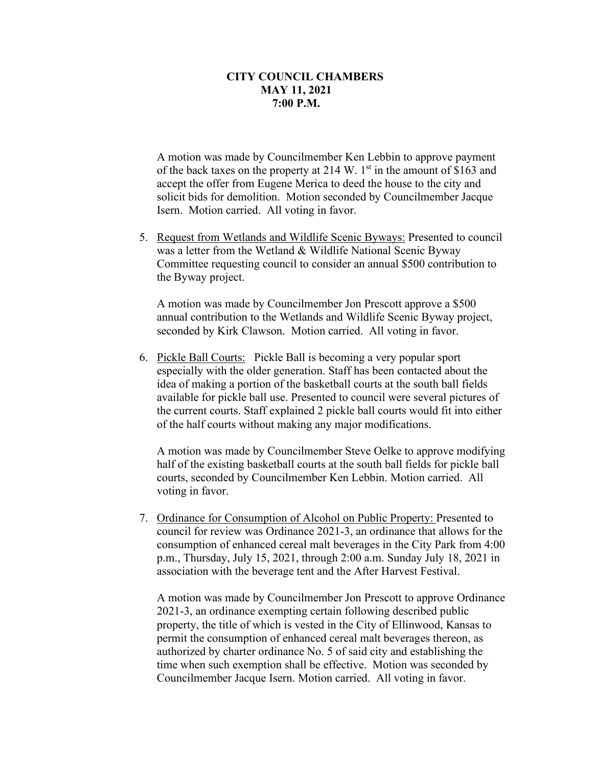**CITY COUNCIL CHAMBERS**
**MAY 11, 2021**
**7:00 P.M.**

A motion was made by Councilmember Ken Lebbin to approve payment of the back taxes on the property at 214 W. 1st in the amount of $163 and accept the offer from Eugene Merica to deed the house to the city and solicit bids for demolition. Motion seconded by Councilmember Jacque Isern. Motion carried. All voting in favor.

5. Request from Wetlands and Wildlife Scenic Byways: Presented to council was a letter from the Wetland & Wildlife National Scenic Byway Committee requesting council to consider an annual $500 contribution to the Byway project.

   A motion was made by Councilmember Jon Prescott approve a $500 annual contribution to the Wetlands and Wildlife Scenic Byway project, seconded by Kirk Clawson. Motion carried. All voting in favor.

6. Pickle Ball Courts: Pickle Ball is becoming a very popular sport especially with the older generation. Staff has been contacted about the idea of making a portion of the basketball courts at the south ball fields available for pickle ball use. Presented to council were several pictures of the current courts. Staff explained 2 pickle ball courts would fit into either of the half courts without making any major modifications.

   A motion was made by Councilmember Steve Oelke to approve modifying half of the existing basketball courts at the south ball fields for pickle ball courts, seconded by Councilmember Ken Lebbin. Motion carried. All voting in favor.

7. Ordinance for Consumption of Alcohol on Public Property: Presented to council for review was Ordinance 2021-3, an ordinance that allows for the consumption of enhanced cereal malt beverages in the City Park from 4:00 p.m., Thursday, July 15, 2021, through 2:00 a.m. Sunday July 18, 2021 in association with the beverage tent and the After Harvest Festival.

   A motion was made by Councilmember Jon Prescott to approve Ordinance 2021-3, an ordinance exempting certain following described public property, the title of which is vested in the City of Ellinwood, Kansas to permit the consumption of enhanced cereal malt beverages thereon, as authorized by charter ordinance No. 5 of said city and establishing the time when such exemption shall be effective. Motion was seconded by Councilmember Jacque Isern. Motion carried. All voting in favor.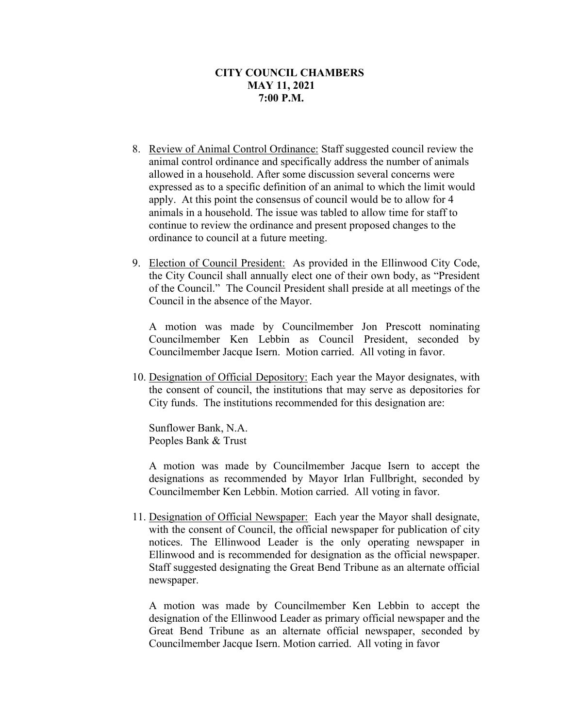**CITY COUNCIL CHAMBERS**
**MAY 11, 2021**
**7:00 P.M.**

8. <u>Review of Animal Control Ordinance:</u> Staff suggested council review the animal control ordinance and specifically address the number of animals allowed in a household. After some discussion several concerns were expressed as to a specific definition of an animal to which the limit would apply. At this point the consensus of council would be to allow for 4 animals in a household. The issue was tabled to allow time for staff to continue to review the ordinance and present proposed changes to the ordinance to council at a future meeting.

9. <u>Election of Council President:</u> As provided in the Ellinwood City Code, the City Council shall annually elect one of their own body, as "President of the Council." The Council President shall preside at all meetings of the Council in the absence of the Mayor.

   A motion was made by Councilmember Jon Prescott nominating Councilmember Ken Lebbin as Council President, seconded by Councilmember Jacque Isern. Motion carried. All voting in favor.

10. <u>Designation of Official Depository:</u> Each year the Mayor designates, with the consent of council, the institutions that may serve as depositories for City funds. The institutions recommended for this designation are:

    Sunflower Bank, N.A.
    Peoples Bank & Trust

    A motion was made by Councilmember Jacque Isern to accept the designations as recommended by Mayor Irlan Fullbright, seconded by Councilmember Ken Lebbin. Motion carried. All voting in favor.

11. <u>Designation of Official Newspaper:</u> Each year the Mayor shall designate, with the consent of Council, the official newspaper for publication of city notices. The Ellinwood Leader is the only operating newspaper in Ellinwood and is recommended for designation as the official newspaper. Staff suggested designating the Great Bend Tribune as an alternate official newspaper.

    A motion was made by Councilmember Ken Lebbin to accept the designation of the Ellinwood Leader as primary official newspaper and the Great Bend Tribune as an alternate official newspaper, seconded by Councilmember Jacque Isern. Motion carried. All voting in favor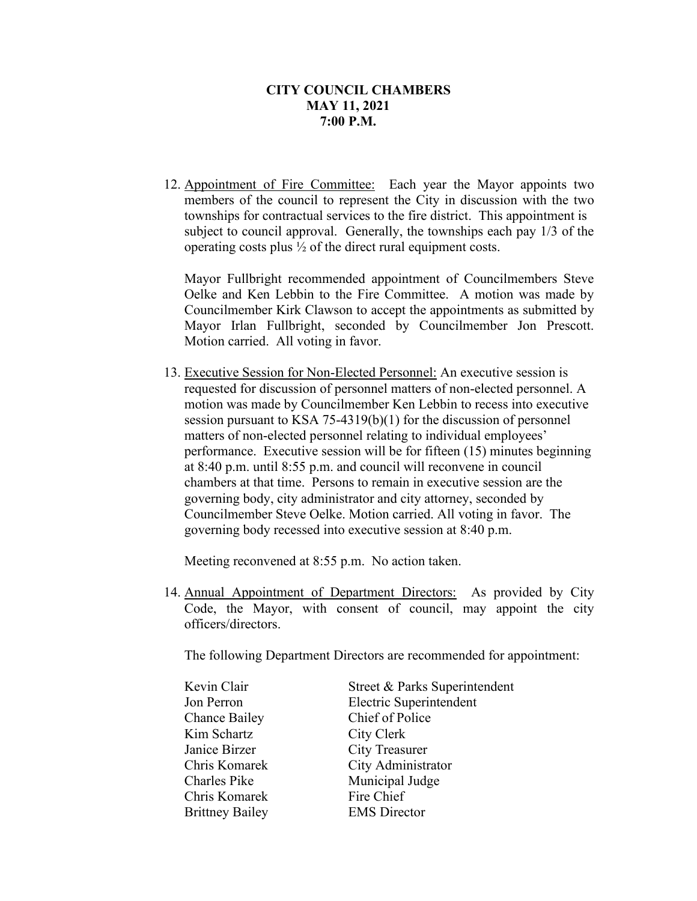**CITY COUNCIL CHAMBERS**
**MAY 11, 2021**
**7:00 P.M.**

12. <u>Appointment of Fire Committee:</u> Each year the Mayor appoints two members of the council to represent the City in discussion with the two townships for contractual services to the fire district. This appointment is subject to council approval. Generally, the townships each pay 1/3 of the operating costs plus ½ of the direct rural equipment costs.

    Mayor Fullbright recommended appointment of Councilmembers Steve Oelke and Ken Lebbin to the Fire Committee. A motion was made by Councilmember Kirk Clawson to accept the appointments as submitted by Mayor Irlan Fullbright, seconded by Councilmember Jon Prescott. Motion carried. All voting in favor.

13. <u>Executive Session for Non-Elected Personnel:</u> An executive session is requested for discussion of personnel matters of non-elected personnel. A motion was made by Councilmember Ken Lebbin to recess into executive session pursuant to KSA 75-4319(b)(1) for the discussion of personnel matters of non-elected personnel relating to individual employees' performance. Executive session will be for fifteen (15) minutes beginning at 8:40 p.m. until 8:55 p.m. and council will reconvene in council chambers at that time. Persons to remain in executive session are the governing body, city administrator and city attorney, seconded by Councilmember Steve Oelke. Motion carried. All voting in favor. The governing body recessed into executive session at 8:40 p.m.

    Meeting reconvened at 8:55 p.m. No action taken.

14. <u>Annual Appointment of Department Directors:</u> As provided by City Code, the Mayor, with consent of council, may appoint the city officers/directors.

    The following Department Directors are recommended for appointment:

| | |
|---|---|
| Kevin Clair | Street & Parks Superintendent |
| Jon Perron | Electric Superintendent |
| Chance Bailey | Chief of Police |
| Kim Schartz | City Clerk |
| Janice Birzer | City Treasurer |
| Chris Komarek | City Administrator |
| Charles Pike | Municipal Judge |
| Chris Komarek | Fire Chief |
| Brittney Bailey | EMS Director |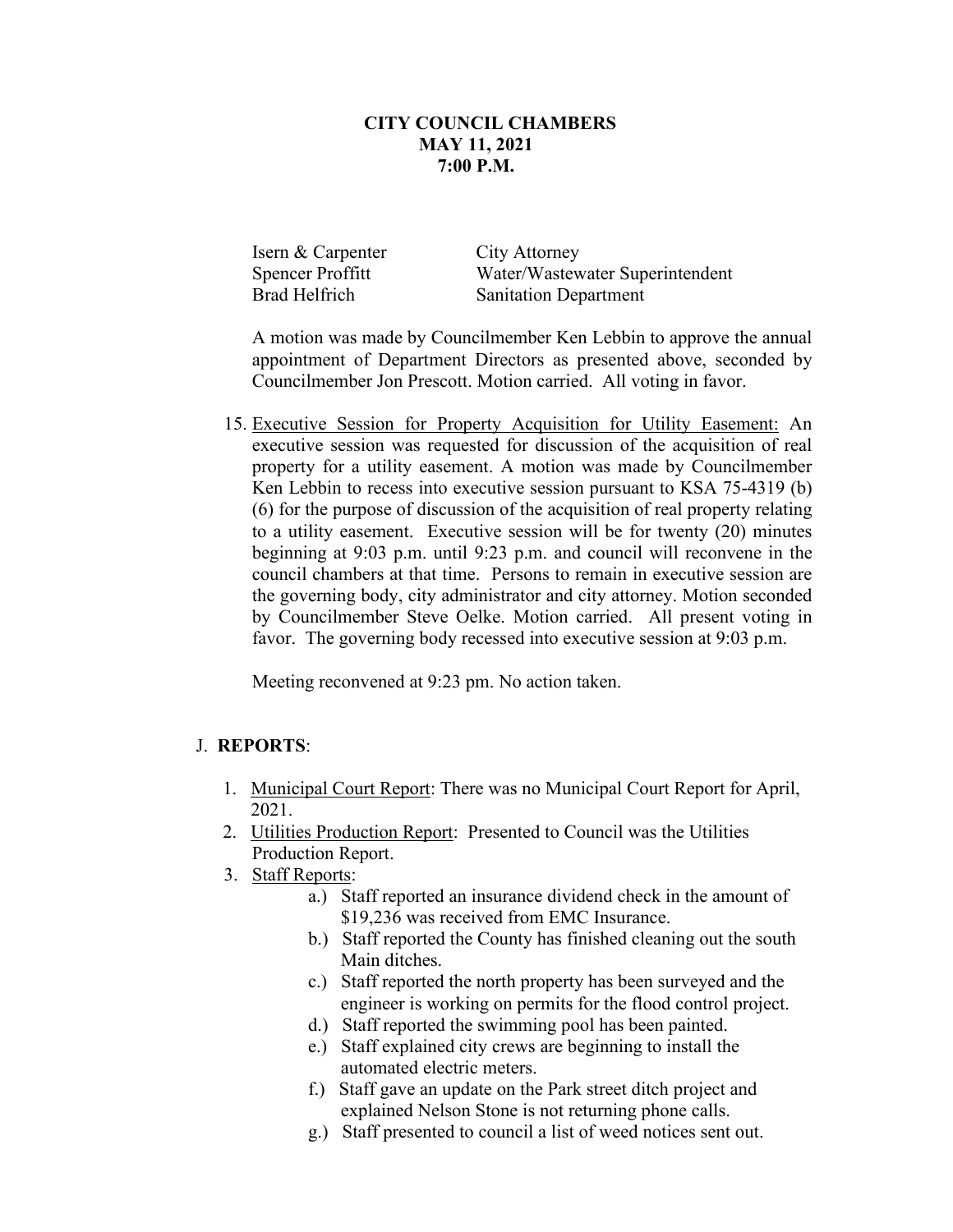**CITY COUNCIL CHAMBERS**
**MAY 11, 2021**
**7:00 P.M.**

| | |
|---|---|
| Isern & Carpenter | City Attorney |
| Spencer Proffitt | Water/Wastewater Superintendent |
| Brad Helfrich | Sanitation Department |

A motion was made by Councilmember Ken Lebbin to approve the annual appointment of Department Directors as presented above, seconded by Councilmember Jon Prescott. Motion carried. All voting in favor.

15. Executive Session for Property Acquisition for Utility Easement: An executive session was requested for discussion of the acquisition of real property for a utility easement. A motion was made by Councilmember Ken Lebbin to recess into executive session pursuant to KSA 75-4319 (b)(6) for the purpose of discussion of the acquisition of real property relating to a utility easement. Executive session will be for twenty (20) minutes beginning at 9:03 p.m. until 9:23 p.m. and council will reconvene in the council chambers at that time. Persons to remain in executive session are the governing body, city administrator and city attorney. Motion seconded by Councilmember Steve Oelke. Motion carried. All present voting in favor. The governing body recessed into executive session at 9:03 p.m.

    Meeting reconvened at 9:23 pm. No action taken.

J. **REPORTS**:

1. Municipal Court Report: There was no Municipal Court Report for April, 2021.
2. Utilities Production Report: Presented to Council was the Utilities Production Report.
3. Staff Reports:
    a.) Staff reported an insurance dividend check in the amount of $19,236 was received from EMC Insurance.
    b.) Staff reported the County has finished cleaning out the south Main ditches.
    c.) Staff reported the north property has been surveyed and the engineer is working on permits for the flood control project.
    d.) Staff reported the swimming pool has been painted.
    e.) Staff explained city crews are beginning to install the automated electric meters.
    f.) Staff gave an update on the Park street ditch project and explained Nelson Stone is not returning phone calls.
    g.) Staff presented to council a list of weed notices sent out.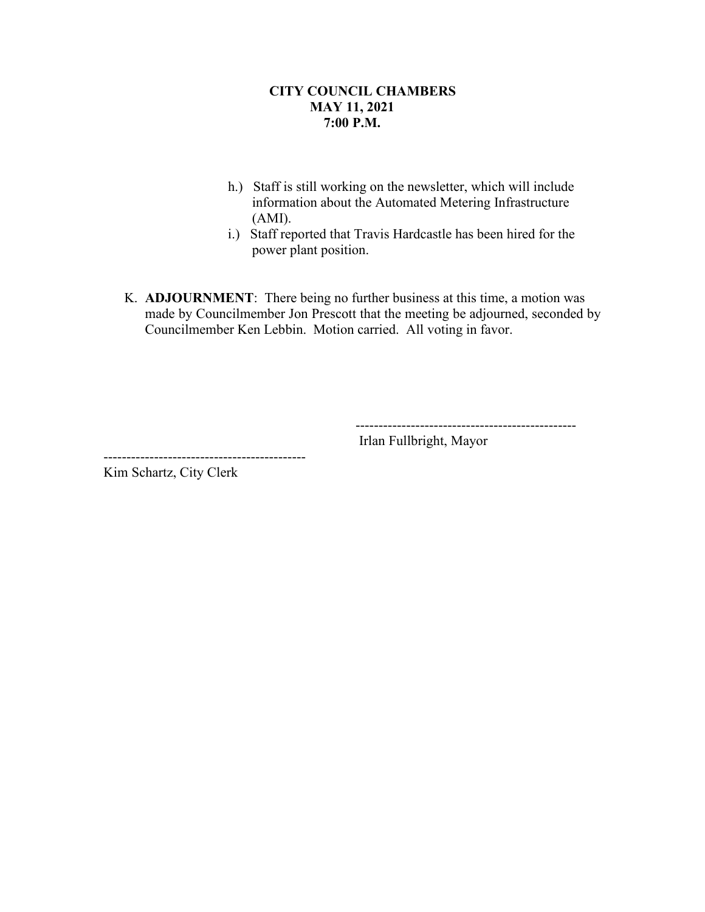**CITY COUNCIL CHAMBERS**
**MAY 11, 2021**
**7:00 P.M.**

h.) Staff is still working on the newsletter, which will include information about the Automated Metering Infrastructure (AMI).

i.) Staff reported that Travis Hardcastle has been hired for the power plant position.

K. **ADJOURNMENT**: There being no further business at this time, a motion was made by Councilmember Jon Prescott that the meeting be adjourned, seconded by Councilmember Ken Lebbin. Motion carried. All voting in favor.

-----------------------------------------------
Irlan Fullbright, Mayor

-------------------------------------------
Kim Schartz, City Clerk